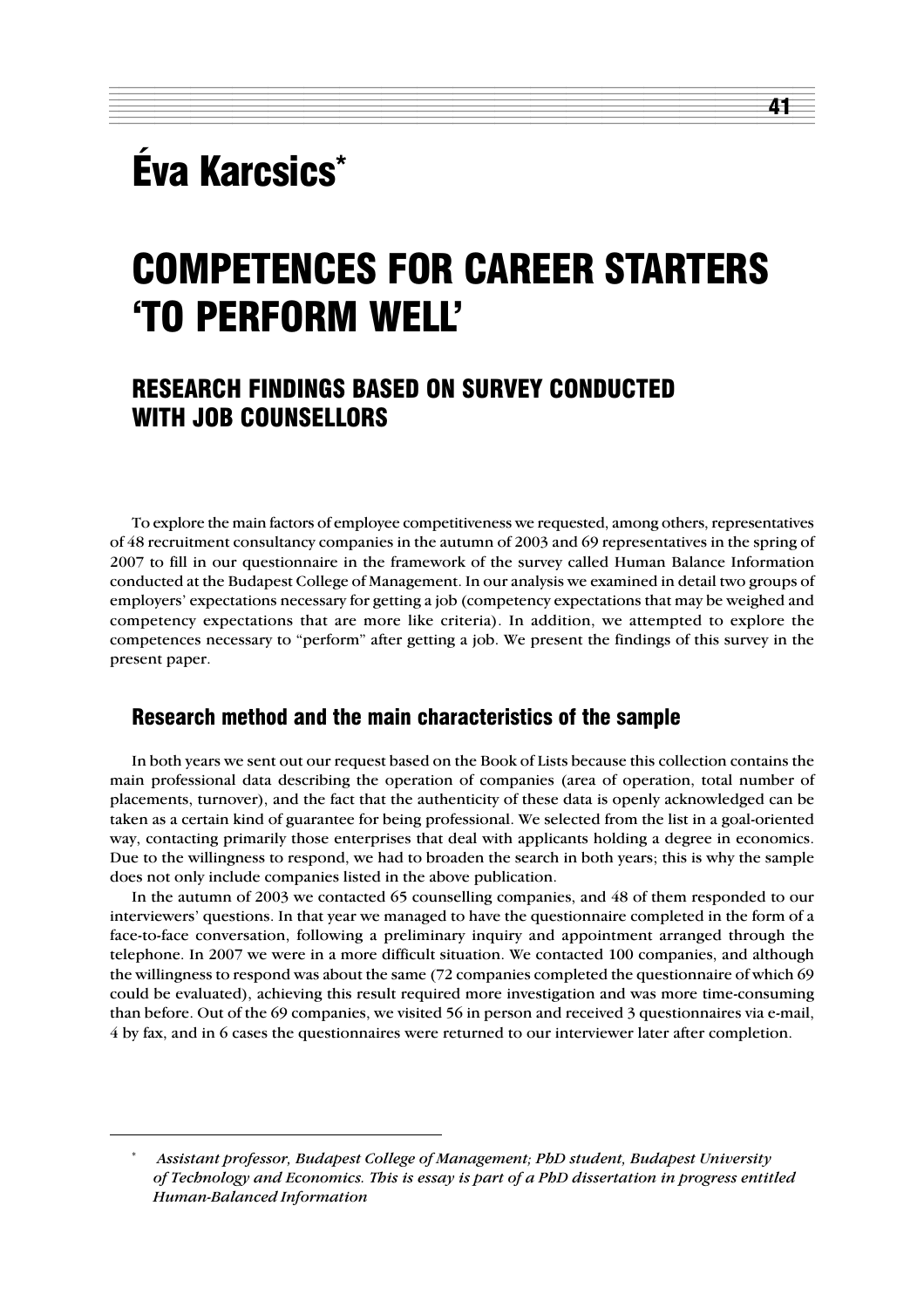# Éva Karcsics*

# COMPETENCES FOR CAREER STARTERS 'TO PERFORM WELL'

## RESEARCH FINDINGS BASED ON SURVEY CONDUCTED WITH JOB COUNSELLORS

To explore the main factors of employee competitiveness we requested, among others, representatives of 48 recruitment consultancy companies in the autumn of 2003 and 69 representatives in the spring of 2007 to fill in our questionnaire in the framework of the survey called Human Balance Information conducted at the Budapest College of Management. In our analysis we examined in detail two groups of employers' expectations necessary for getting a job (competency expectations that may be weighed and competency expectations that are more like criteria). In addition, we attempted to explore the competences necessary to "perform" after getting a job. We present the findings of this survey in the present paper.

### Research method and the main characteristics of the sample

In both years we sent out our request based on the Book of Lists because this collection contains the main professional data describing the operation of companies (area of operation, total number of placements, turnover), and the fact that the authenticity of these data is openly acknowledged can be taken as a certain kind of guarantee for being professional. We selected from the list in a goal-oriented way, contacting primarily those enterprises that deal with applicants holding a degree in economics. Due to the willingness to respond, we had to broaden the search in both years; this is why the sample does not only include companies listed in the above publication.

In the autumn of 2003 we contacted 65 counselling companies, and 48 of them responded to our interviewers' questions. In that year we managed to have the questionnaire completed in the form of a face-to-face conversation, following a preliminary inquiry and appointment arranged through the telephone. In 2007 we were in a more difficult situation. We contacted 100 companies, and although the willingness to respond was about the same (72 companies completed the questionnaire of which 69 could be evaluated), achieving this result required more investigation and was more time-consuming than before. Out of the 69 companies, we visited 56 in person and received 3 questionnaires via e-mail, 4 by fax, and in 6 cases the questionnaires were returned to our interviewer later after completion.

---

\* *Assistant professor, Budapest College of Management; PhD student, Budapest University of Technology and Economics. This is essay is part of a PhD dissertation in progress entitled Human-Balanced Information*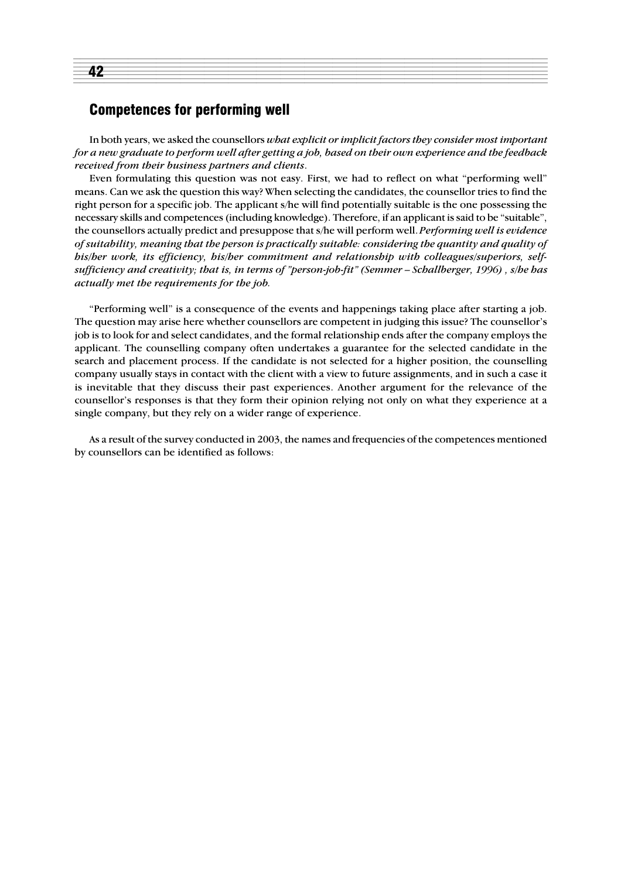## Competences for performing well

In both years, we asked the counsellors *what explicit or implicit factors they consider most important for a new graduate to perform well after getting a job, based on their own experience and the feedback received from their business partners and clients*.

Even formulating this question was not easy. First, we had to reflect on what "performing well" means. Can we ask the question this way? When selecting the candidates, the counsellor tries to find the right person for a specific job. The applicant s/he will find potentially suitable is the one possessing the necessary skills and competences (including knowledge). Therefore, if an applicant is said to be "suitable", the counsellors actually predict and presuppose that s/he will perform well. *Performing well is evidence of suitability, meaning that the person is practically suitable: considering the quantity and quality of his/her work, its efficiency, his/her commitment and relationship with colleagues/superiors, self-sufficiency and creativity; that is, in terms of "person-job-fit" (Semmer – Schallberger, 1996) , s/he has actually met the requirements for the job.*

"Performing well" is a consequence of the events and happenings taking place after starting a job. The question may arise here whether counsellors are competent in judging this issue? The counsellor's job is to look for and select candidates, and the formal relationship ends after the company employs the applicant. The counselling company often undertakes a guarantee for the selected candidate in the search and placement process. If the candidate is not selected for a higher position, the counselling company usually stays in contact with the client with a view to future assignments, and in such a case it is inevitable that they discuss their past experiences. Another argument for the relevance of the counsellor's responses is that they form their opinion relying not only on what they experience at a single company, but they rely on a wider range of experience.

As a result of the survey conducted in 2003, the names and frequencies of the competences mentioned by counsellors can be identified as follows: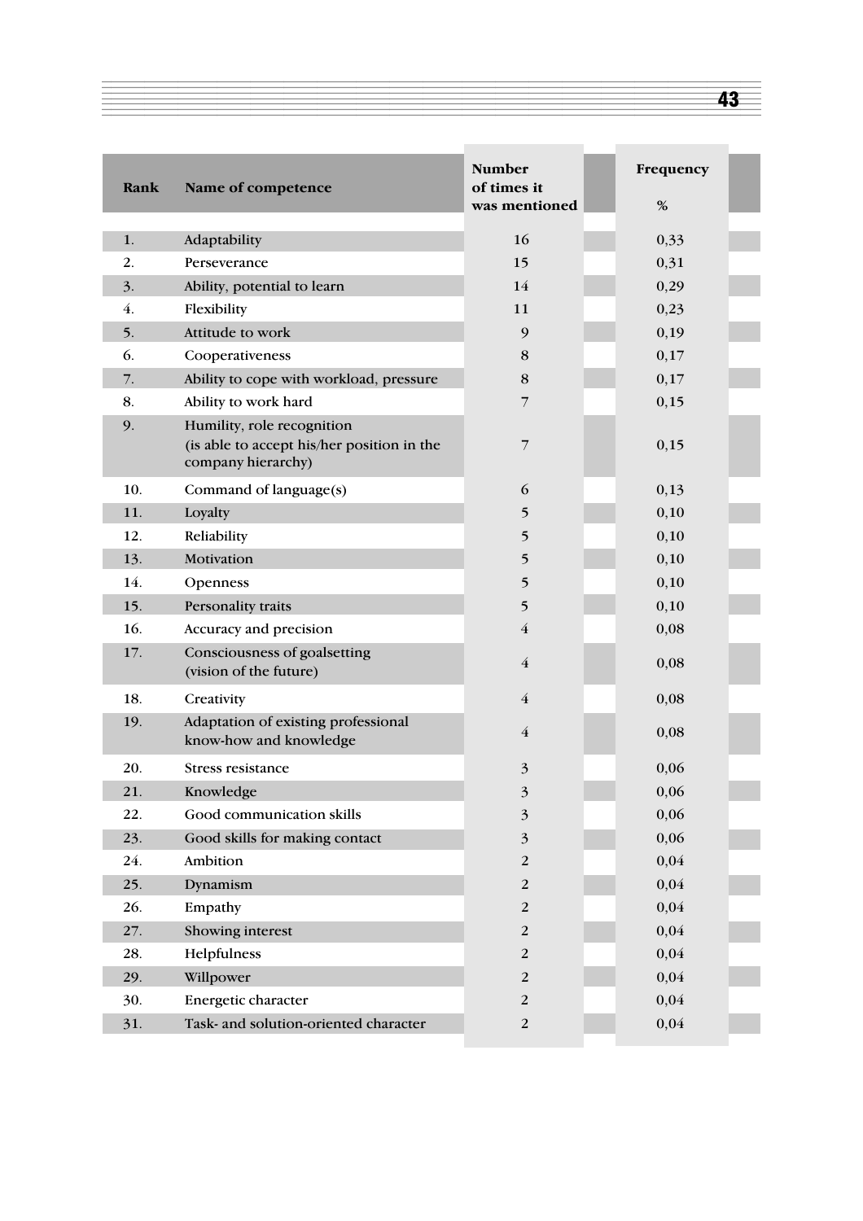| Rank | Name of competence | Number of times it was mentioned | Frequency % |
|---|---|---|---|
| 1. | Adaptability | 16 | 0,33 |
| 2. | Perseverance | 15 | 0,31 |
| 3. | Ability, potential to learn | 14 | 0,29 |
| 4. | Flexibility | 11 | 0,23 |
| 5. | Attitude to work | 9 | 0,19 |
| 6. | Cooperativeness | 8 | 0,17 |
| 7. | Ability to cope with workload, pressure | 8 | 0,17 |
| 8. | Ability to work hard | 7 | 0,15 |
| 9. | Humility, role recognition (is able to accept his/her position in the company hierarchy) | 7 | 0,15 |
| 10. | Command of language(s) | 6 | 0,13 |
| 11. | Loyalty | 5 | 0,10 |
| 12. | Reliability | 5 | 0,10 |
| 13. | Motivation | 5 | 0,10 |
| 14. | Openness | 5 | 0,10 |
| 15. | Personality traits | 5 | 0,10 |
| 16. | Accuracy and precision | 4 | 0,08 |
| 17. | Consciousness of goalsetting (vision of the future) | 4 | 0,08 |
| 18. | Creativity | 4 | 0,08 |
| 19. | Adaptation of existing professional know-how and knowledge | 4 | 0,08 |
| 20. | Stress resistance | 3 | 0,06 |
| 21. | Knowledge | 3 | 0,06 |
| 22. | Good communication skills | 3 | 0,06 |
| 23. | Good skills for making contact | 3 | 0,06 |
| 24. | Ambition | 2 | 0,04 |
| 25. | Dynamism | 2 | 0,04 |
| 26. | Empathy | 2 | 0,04 |
| 27. | Showing interest | 2 | 0,04 |
| 28. | Helpfulness | 2 | 0,04 |
| 29. | Willpower | 2 | 0,04 |
| 30. | Energetic character | 2 | 0,04 |
| 31. | Task- and solution-oriented character | 2 | 0,04 |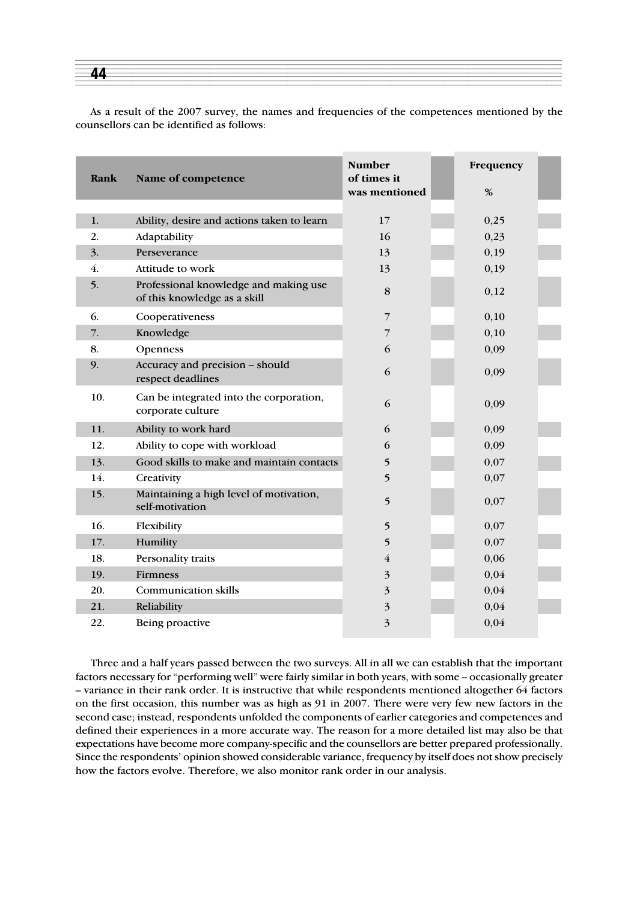As a result of the 2007 survey, the names and frequencies of the competences mentioned by the counsellors can be identified as follows:

| Rank | Name of competence | Number of times it was mentioned | Frequency % |
|---|---|---|---|
| 1. | Ability, desire and actions taken to learn | 17 | 0,25 |
| 2. | Adaptability | 16 | 0,23 |
| 3. | Perseverance | 13 | 0,19 |
| 4. | Attitude to work | 13 | 0,19 |
| 5. | Professional knowledge and making use of this knowledge as a skill | 8 | 0,12 |
| 6. | Cooperativeness | 7 | 0,10 |
| 7. | Knowledge | 7 | 0,10 |
| 8. | Openness | 6 | 0,09 |
| 9. | Accuracy and precision – should respect deadlines | 6 | 0,09 |
| 10. | Can be integrated into the corporation, corporate culture | 6 | 0,09 |
| 11. | Ability to work hard | 6 | 0,09 |
| 12. | Ability to cope with workload | 6 | 0,09 |
| 13. | Good skills to make and maintain contacts | 5 | 0,07 |
| 14. | Creativity | 5 | 0,07 |
| 15. | Maintaining a high level of motivation, self-motivation | 5 | 0,07 |
| 16. | Flexibility | 5 | 0,07 |
| 17. | Humility | 5 | 0,07 |
| 18. | Personality traits | 4 | 0,06 |
| 19. | Firmness | 3 | 0,04 |
| 20. | Communication skills | 3 | 0,04 |
| 21. | Reliability | 3 | 0,04 |
| 22. | Being proactive | 3 | 0,04 |

Three and a half years passed between the two surveys. All in all we can establish that the important factors necessary for "performing well" were fairly similar in both years, with some – occasionally greater – variance in their rank order. It is instructive that while respondents mentioned altogether 64 factors on the first occasion, this number was as high as 91 in 2007. There were very few new factors in the second case; instead, respondents unfolded the components of earlier categories and competences and defined their experiences in a more accurate way. The reason for a more detailed list may also be that expectations have become more company-specific and the counsellors are better prepared professionally. Since the respondents' opinion showed considerable variance, frequency by itself does not show precisely how the factors evolve. Therefore, we also monitor rank order in our analysis.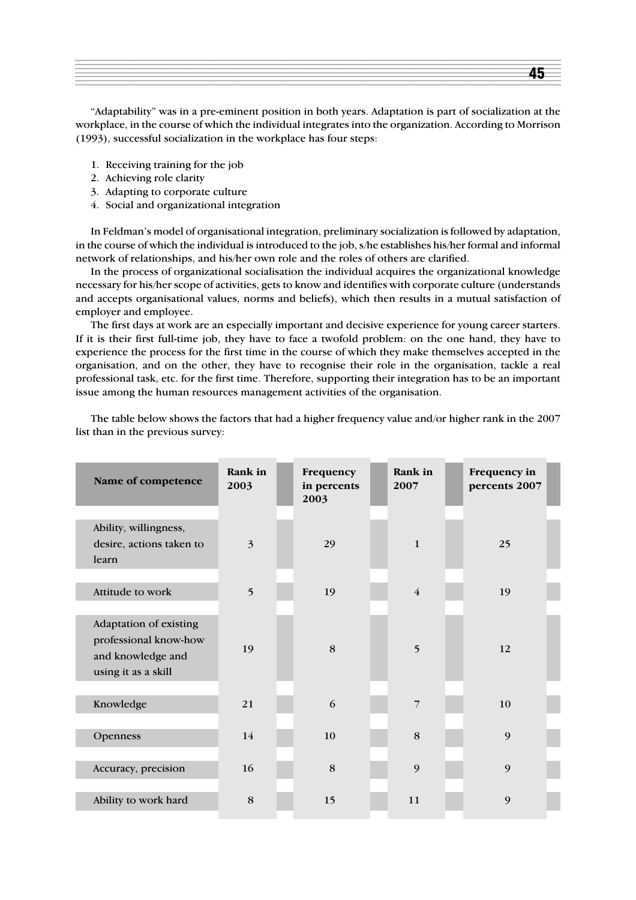“Adaptability” was in a pre-eminent position in both years. Adaptation is part of socialization at the workplace, in the course of which the individual integrates into the organization. According to Morrison (1993), successful socialization in the workplace has four steps:

1. Receiving training for the job
2. Achieving role clarity
3. Adapting to corporate culture
4. Social and organizational integration

In Feldman’s model of organisational integration, preliminary socialization is followed by adaptation, in the course of which the individual is introduced to the job, s/he establishes his/her formal and informal network of relationships, and his/her own role and the roles of others are clarified.

In the process of organizational socialisation the individual acquires the organizational knowledge necessary for his/her scope of activities, gets to know and identifies with corporate culture (understands and accepts organisational values, norms and beliefs), which then results in a mutual satisfaction of employer and employee.

The first days at work are an especially important and decisive experience for young career starters. If it is their first full-time job, they have to face a twofold problem: on the one hand, they have to experience the process for the first time in the course of which they make themselves accepted in the organisation, and on the other, they have to recognise their role in the organisation, tackle a real professional task, etc. for the first time. Therefore, supporting their integration has to be an important issue among the human resources management activities of the organisation.

The table below shows the factors that had a higher frequency value and/or higher rank in the 2007 list than in the previous survey:

| Name of competence | Rank in 2003 | Frequency in percents 2003 | Rank in 2007 | Frequency in percents 2007 |
|---|---|---|---|---|
| Ability, willingness, desire, actions taken to learn | 3 | 29 | 1 | 25 |
| Attitude to work | 5 | 19 | 4 | 19 |
| Adaptation of existing professional know-how and knowledge and using it as a skill | 19 | 8 | 5 | 12 |
| Knowledge | 21 | 6 | 7 | 10 |
| Openness | 14 | 10 | 8 | 9 |
| Accuracy, precision | 16 | 8 | 9 | 9 |
| Ability to work hard | 8 | 15 | 11 | 9 |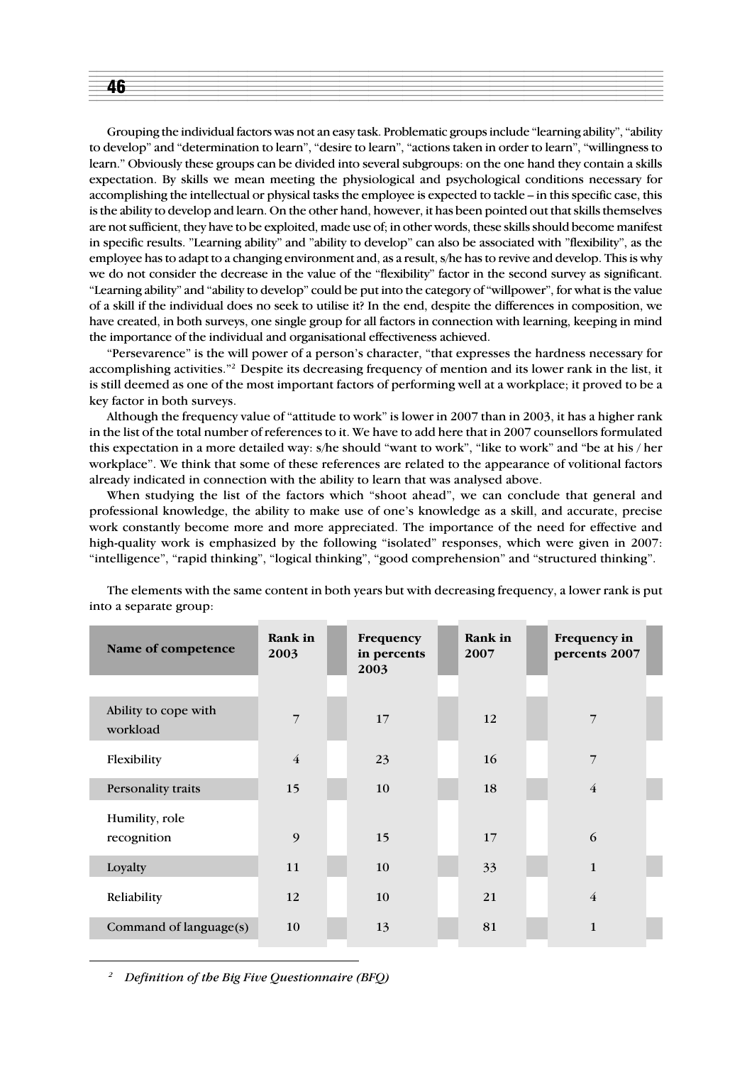Grouping the individual factors was not an easy task. Problematic groups include "learning ability", "ability to develop" and "determination to learn", "desire to learn", "actions taken in order to learn", "willingness to learn." Obviously these groups can be divided into several subgroups: on the one hand they contain a skills expectation. By skills we mean meeting the physiological and psychological conditions necessary for accomplishing the intellectual or physical tasks the employee is expected to tackle – in this specific case, this is the ability to develop and learn. On the other hand, however, it has been pointed out that skills themselves are not sufficient, they have to be exploited, made use of; in other words, these skills should become manifest in specific results. "Learning ability" and "ability to develop" can also be associated with "flexibility", as the employee has to adapt to a changing environment and, as a result, s/he has to revive and develop. This is why we do not consider the decrease in the value of the "flexibility" factor in the second survey as significant. "Learning ability" and "ability to develop" could be put into the category of "willpower", for what is the value of a skill if the individual does no seek to utilise it? In the end, despite the differences in composition, we have created, in both surveys, one single group for all factors in connection with learning, keeping in mind the importance of the individual and organisational effectiveness achieved.

"Persevarence" is the will power of a person's character, "that expresses the hardness necessary for accomplishing activities."[2] Despite its decreasing frequency of mention and its lower rank in the list, it is still deemed as one of the most important factors of performing well at a workplace; it proved to be a key factor in both surveys.

Although the frequency value of "attitude to work" is lower in 2007 than in 2003, it has a higher rank in the list of the total number of references to it. We have to add here that in 2007 counsellors formulated this expectation in a more detailed way: s/he should "want to work", "like to work" and "be at his / her workplace". We think that some of these references are related to the appearance of volitional factors already indicated in connection with the ability to learn that was analysed above.

When studying the list of the factors which "shoot ahead", we can conclude that general and professional knowledge, the ability to make use of one's knowledge as a skill, and accurate, precise work constantly become more and more appreciated. The importance of the need for effective and high-quality work is emphasized by the following "isolated" responses, which were given in 2007: "intelligence", "rapid thinking", "logical thinking", "good comprehension" and "structured thinking".

The elements with the same content in both years but with decreasing frequency, a lower rank is put into a separate group:

| Name of competence | Rank in 2003 | Frequency in percents 2003 | Rank in 2007 | Frequency in percents 2007 |
|---|---|---|---|---|
| Ability to cope with workload | 7 | 17 | 12 | 7 |
| Flexibility | 4 | 23 | 16 | 7 |
| Personality traits | 15 | 10 | 18 | 4 |
| Humility, role recognition | 9 | 15 | 17 | 6 |
| Loyalty | 11 | 10 | 33 | 1 |
| Reliability | 12 | 10 | 21 | 4 |
| Command of language(s) | 10 | 13 | 81 | 1 |

[2] *Definition of the Big Five Questionnaire (BFQ)*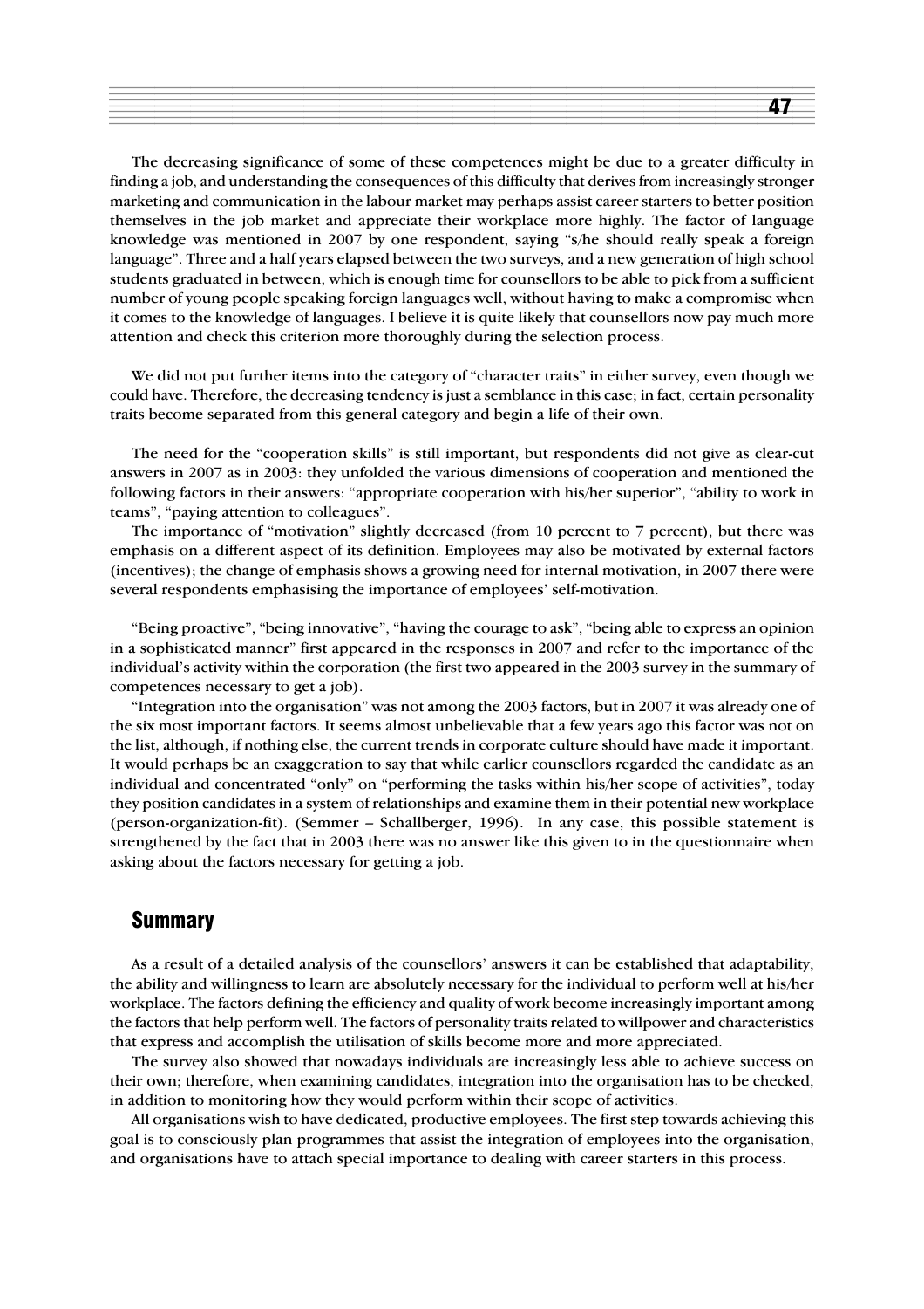The decreasing significance of some of these competences might be due to a greater difficulty in finding a job, and understanding the consequences of this difficulty that derives from increasingly stronger marketing and communication in the labour market may perhaps assist career starters to better position themselves in the job market and appreciate their workplace more highly. The factor of language knowledge was mentioned in 2007 by one respondent, saying "s/he should really speak a foreign language". Three and a half years elapsed between the two surveys, and a new generation of high school students graduated in between, which is enough time for counsellors to be able to pick from a sufficient number of young people speaking foreign languages well, without having to make a compromise when it comes to the knowledge of languages. I believe it is quite likely that counsellors now pay much more attention and check this criterion more thoroughly during the selection process.

We did not put further items into the category of "character traits" in either survey, even though we could have. Therefore, the decreasing tendency is just a semblance in this case; in fact, certain personality traits become separated from this general category and begin a life of their own.

The need for the "cooperation skills" is still important, but respondents did not give as clear-cut answers in 2007 as in 2003: they unfolded the various dimensions of cooperation and mentioned the following factors in their answers: "appropriate cooperation with his/her superior", "ability to work in teams", "paying attention to colleagues".

The importance of "motivation" slightly decreased (from 10 percent to 7 percent), but there was emphasis on a different aspect of its definition. Employees may also be motivated by external factors (incentives); the change of emphasis shows a growing need for internal motivation, in 2007 there were several respondents emphasising the importance of employees' self-motivation.

"Being proactive", "being innovative", "having the courage to ask", "being able to express an opinion in a sophisticated manner" first appeared in the responses in 2007 and refer to the importance of the individual's activity within the corporation (the first two appeared in the 2003 survey in the summary of competences necessary to get a job).

"Integration into the organisation" was not among the 2003 factors, but in 2007 it was already one of the six most important factors. It seems almost unbelievable that a few years ago this factor was not on the list, although, if nothing else, the current trends in corporate culture should have made it important. It would perhaps be an exaggeration to say that while earlier counsellors regarded the candidate as an individual and concentrated "only" on "performing the tasks within his/her scope of activities", today they position candidates in a system of relationships and examine them in their potential new workplace (person-organization-fit). (Semmer – Schallberger, 1996). In any case, this possible statement is strengthened by the fact that in 2003 there was no answer like this given to in the questionnaire when asking about the factors necessary for getting a job.

## Summary

As a result of a detailed analysis of the counsellors' answers it can be established that adaptability, the ability and willingness to learn are absolutely necessary for the individual to perform well at his/her workplace. The factors defining the efficiency and quality of work become increasingly important among the factors that help perform well. The factors of personality traits related to willpower and characteristics that express and accomplish the utilisation of skills become more and more appreciated.

The survey also showed that nowadays individuals are increasingly less able to achieve success on their own; therefore, when examining candidates, integration into the organisation has to be checked, in addition to monitoring how they would perform within their scope of activities.

All organisations wish to have dedicated, productive employees. The first step towards achieving this goal is to consciously plan programmes that assist the integration of employees into the organisation, and organisations have to attach special importance to dealing with career starters in this process.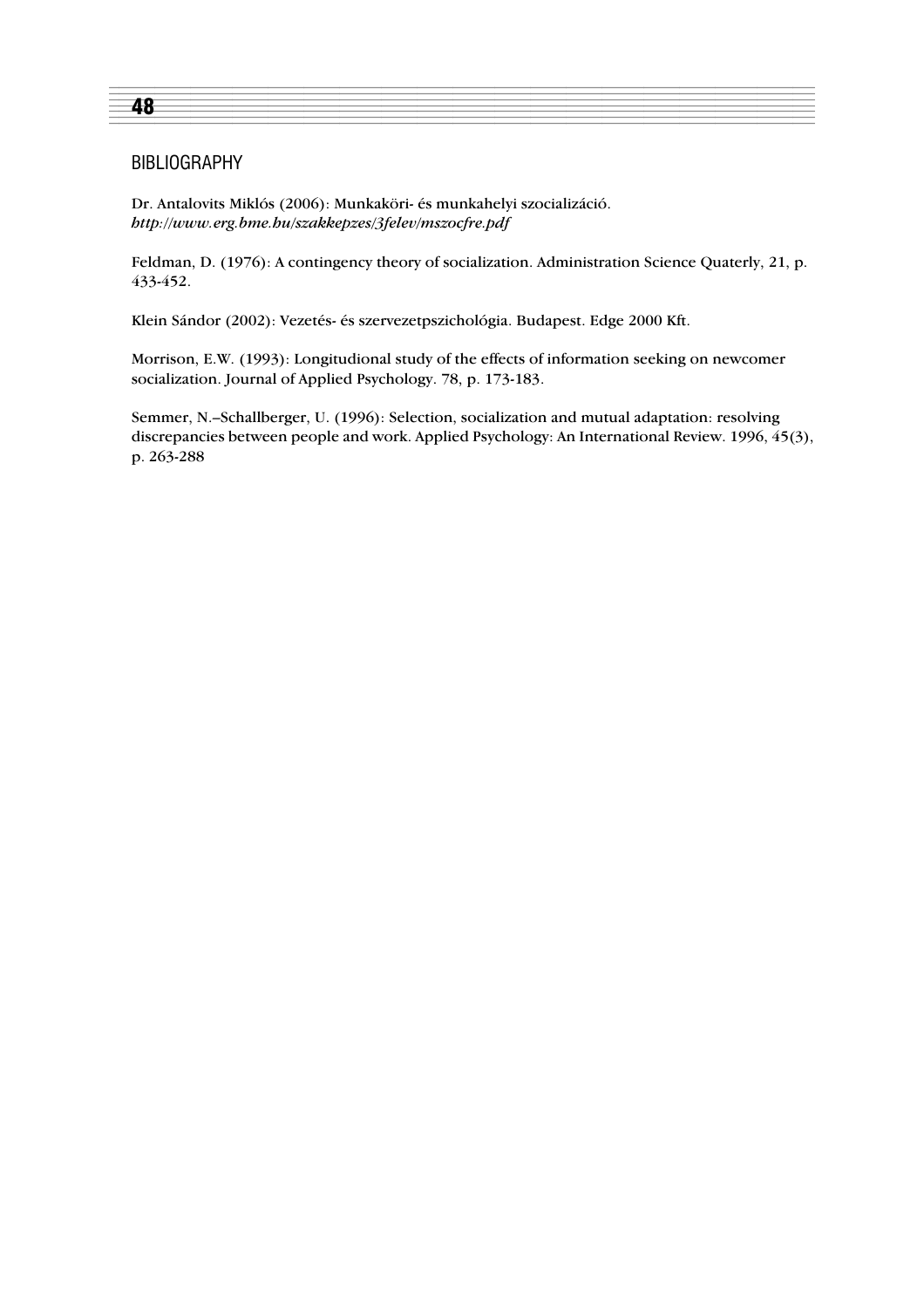## BIBLIOGRAPHY

Dr. Antalovits Miklós (2006): Munkaköri- és munkahelyi szocializáció. *http://www.erg.bme.hu/szakkepzes/3felev/mszocfre.pdf*

Feldman, D. (1976): A contingency theory of socialization. Administration Science Quaterly, 21, p. 433-452.

Klein Sándor (2002): Vezetés- és szervezetpszichológia. Budapest. Edge 2000 Kft.

Morrison, E.W. (1993): Longitudional study of the effects of information seeking on newcomer socialization. Journal of Applied Psychology. 78, p. 173-183.

Semmer, N.–Schallberger, U. (1996): Selection, socialization and mutual adaptation: resolving discrepancies between people and work. Applied Psychology: An International Review. 1996, 45(3), p. 263-288